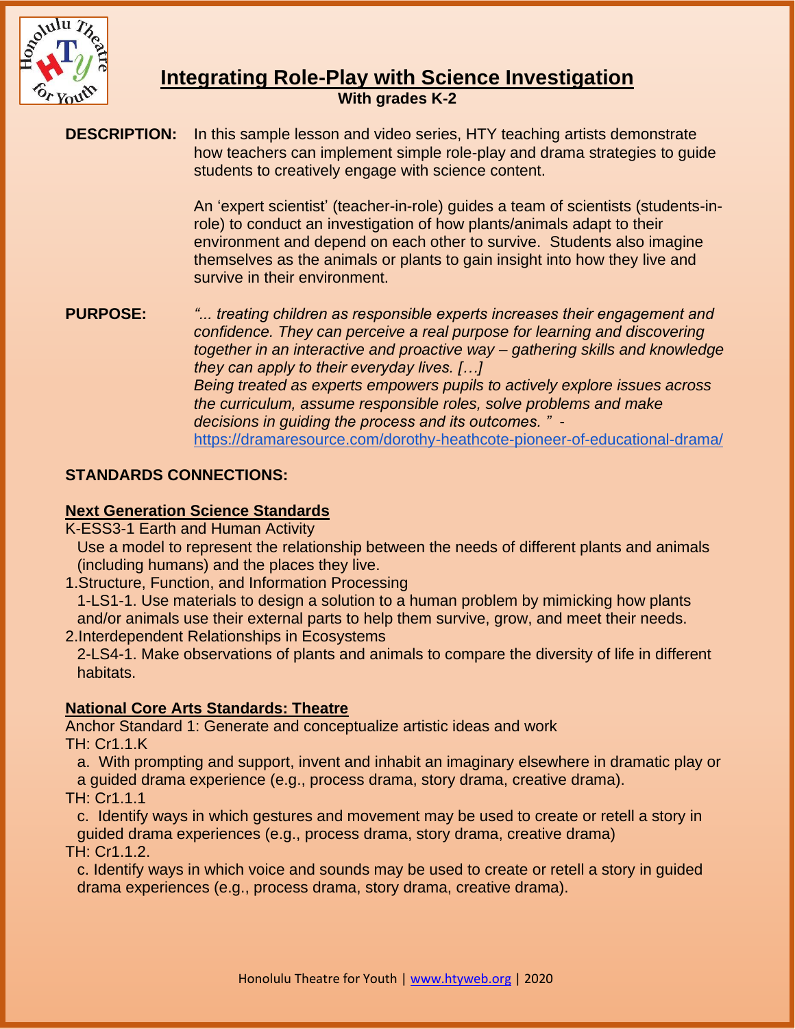# Integrating Role-Play with Science Investigation

**With grades K-2**

**DESCRIPTION:** In this sample lesson and video series, HTY teaching artists demonstrate how teachers can implement simple role-play and drama strategies to guide students to creatively engage with science content.

An 'expert scientist' (teacher-in-role) guides a team of scientists (students-in-role) to conduct an investigation of how plants/animals adapt to their environment and depend on each other to survive. Students also imagine themselves as the animals or plants to gain insight into how they live and survive in their environment.

**PURPOSE:** *"... treating children as responsible experts increases their engagement and confidence. They can perceive a real purpose for learning and discovering together in an interactive and proactive way – gathering skills and knowledge they can apply to their everyday lives. […]*
*Being treated as experts empowers pupils to actively explore issues across the curriculum, assume responsible roles, solve problems and make decisions in guiding the process and its outcomes. "* - https://dramaresource.com/dorothy-heathcote-pioneer-of-educational-drama/

## STANDARDS CONNECTIONS:

### Next Generation Science Standards

K-ESS3-1 Earth and Human Activity

Use a model to represent the relationship between the needs of different plants and animals (including humans) and the places they live.

1. Structure, Function, and Information Processing

   1-LS1-1. Use materials to design a solution to a human problem by mimicking how plants and/or animals use their external parts to help them survive, grow, and meet their needs.

2. Interdependent Relationships in Ecosystems

   2-LS4-1. Make observations of plants and animals to compare the diversity of life in different habitats.

### National Core Arts Standards: Theatre

Anchor Standard 1: Generate and conceptualize artistic ideas and work

TH: Cr1.1.K

a. With prompting and support, invent and inhabit an imaginary elsewhere in dramatic play or a guided drama experience (e.g., process drama, story drama, creative drama).

TH: Cr1.1.1

c. Identify ways in which gestures and movement may be used to create or retell a story in guided drama experiences (e.g., process drama, story drama, creative drama)

TH: Cr1.1.2.

c. Identify ways in which voice and sounds may be used to create or retell a story in guided drama experiences (e.g., process drama, story drama, creative drama).

Honolulu Theatre for Youth | www.htyweb.org | 2020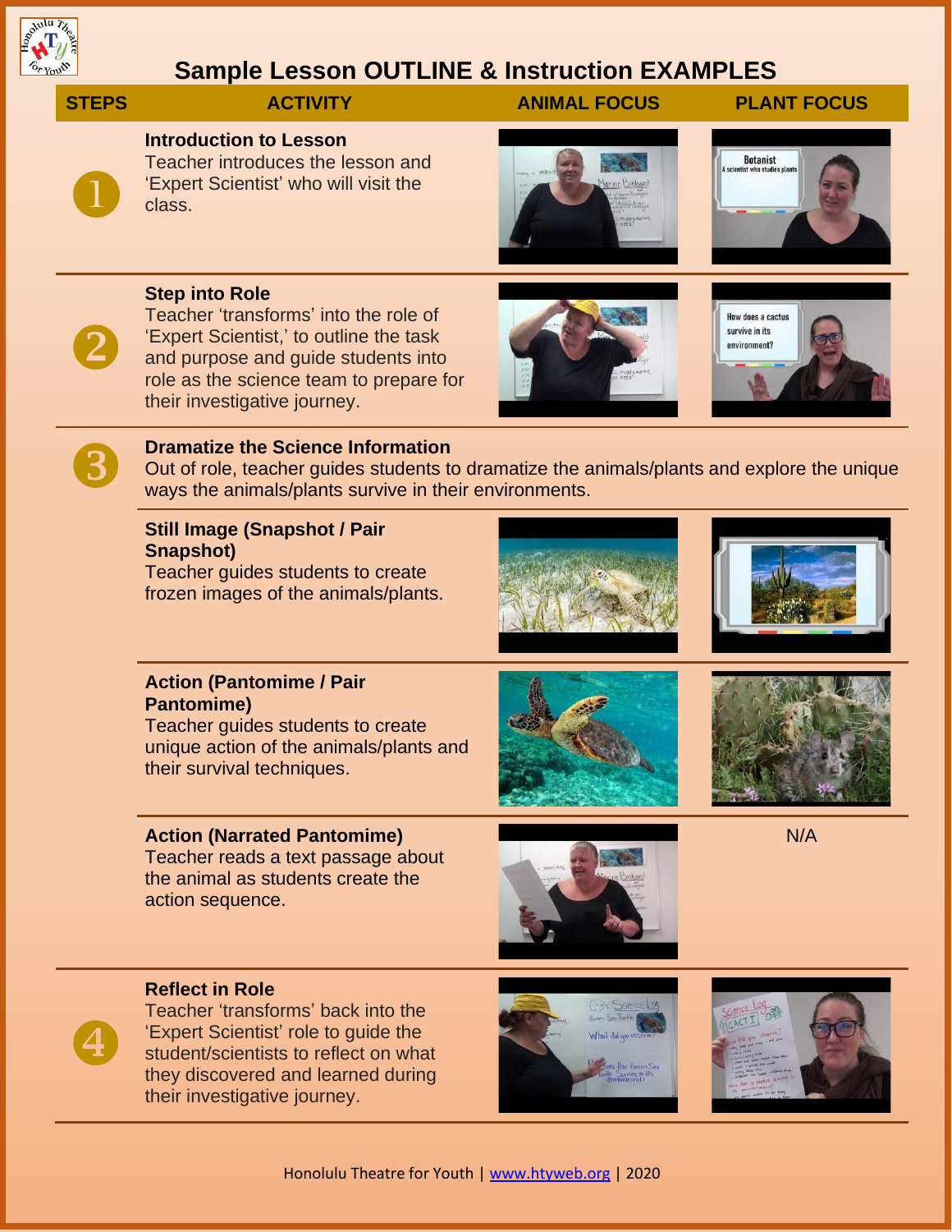# Sample Lesson OUTLINE & Instruction EXAMPLES

| STEPS | ACTIVITY | ANIMAL FOCUS | PLANT FOCUS |
|---|---|---|---|
| 1 | **Introduction to Lesson** Teacher introduces the lesson and 'Expert Scientist' who will visit the class. | | |
| 2 | **Step into Role** Teacher 'transforms' into the role of 'Expert Scientist,' to outline the task and purpose and guide students into role as the science team to prepare for their investigative journey. | | |
| 3 | **Dramatize the Science Information** Out of role, teacher guides students to dramatize the animals/plants and explore the unique ways the animals/plants survive in their environments. | | |
| | **Still Image (Snapshot / Pair Snapshot)** Teacher guides students to create frozen images of the animals/plants. | | |
| | **Action (Pantomime / Pair Pantomime)** Teacher guides students to create unique action of the animals/plants and their survival techniques. | | |
| | **Action (Narrated Pantomime)** Teacher reads a text passage about the animal as students create the action sequence. | | N/A |
| 4 | **Reflect in Role** Teacher 'transforms' back into the 'Expert Scientist' role to guide the student/scientists to reflect on what they discovered and learned during their investigative journey. | | |

Honolulu Theatre for Youth | www.htyweb.org | 2020